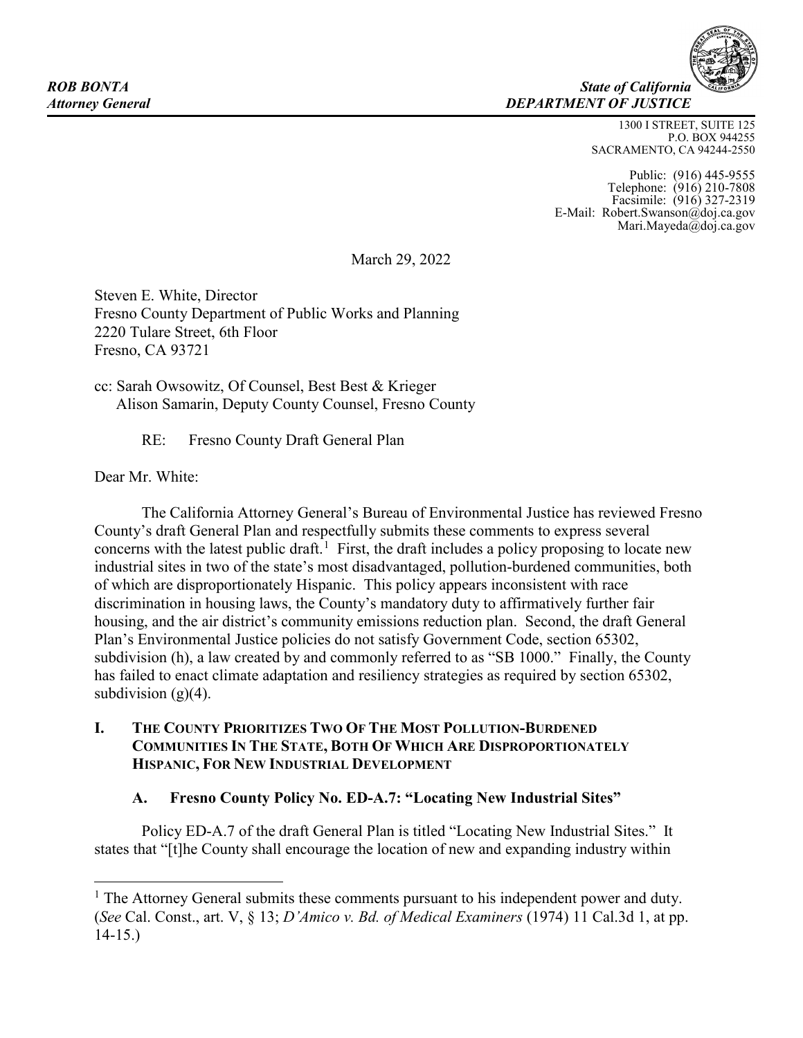***ROB BONTA***
***Attorney General***

***State of California***
***DEPARTMENT OF JUSTICE***

1300 I STREET, SUITE 125
P.O. BOX 944255
SACRAMENTO, CA 94244-2550

Public: (916) 445-9555
Telephone: (916) 210-7808
Facsimile: (916) 327-2319
E-Mail: Robert.Swanson@doj.ca.gov
Mari.Mayeda@doj.ca.gov

March 29, 2022

Steven E. White, Director
Fresno County Department of Public Works and Planning
2220 Tulare Street, 6th Floor
Fresno, CA 93721

cc: Sarah Owsowitz, Of Counsel, Best Best & Krieger
Alison Samarin, Deputy County Counsel, Fresno County

RE: Fresno County Draft General Plan

Dear Mr. White:

The California Attorney General's Bureau of Environmental Justice has reviewed Fresno County's draft General Plan and respectfully submits these comments to express several concerns with the latest public draft.[1] First, the draft includes a policy proposing to locate new industrial sites in two of the state's most disadvantaged, pollution-burdened communities, both of which are disproportionately Hispanic. This policy appears inconsistent with race discrimination in housing laws, the County's mandatory duty to affirmatively further fair housing, and the air district's community emissions reduction plan. Second, the draft General Plan's Environmental Justice policies do not satisfy Government Code, section 65302, subdivision (h), a law created by and commonly referred to as "SB 1000." Finally, the County has failed to enact climate adaptation and resiliency strategies as required by section 65302, subdivision (g)(4).

## I. THE COUNTY PRIORITIZES TWO OF THE MOST POLLUTION-BURDENED COMMUNITIES IN THE STATE, BOTH OF WHICH ARE DISPROPORTIONATELY HISPANIC, FOR NEW INDUSTRIAL DEVELOPMENT

### A. Fresno County Policy No. ED-A.7: "Locating New Industrial Sites"

Policy ED-A.7 of the draft General Plan is titled "Locating New Industrial Sites." It states that "[t]he County shall encourage the location of new and expanding industry within

---

[1] The Attorney General submits these comments pursuant to his independent power and duty. (*See* Cal. Const., art. V, § 13; *D'Amico v. Bd. of Medical Examiners* (1974) 11 Cal.3d 1, at pp. 14-15.)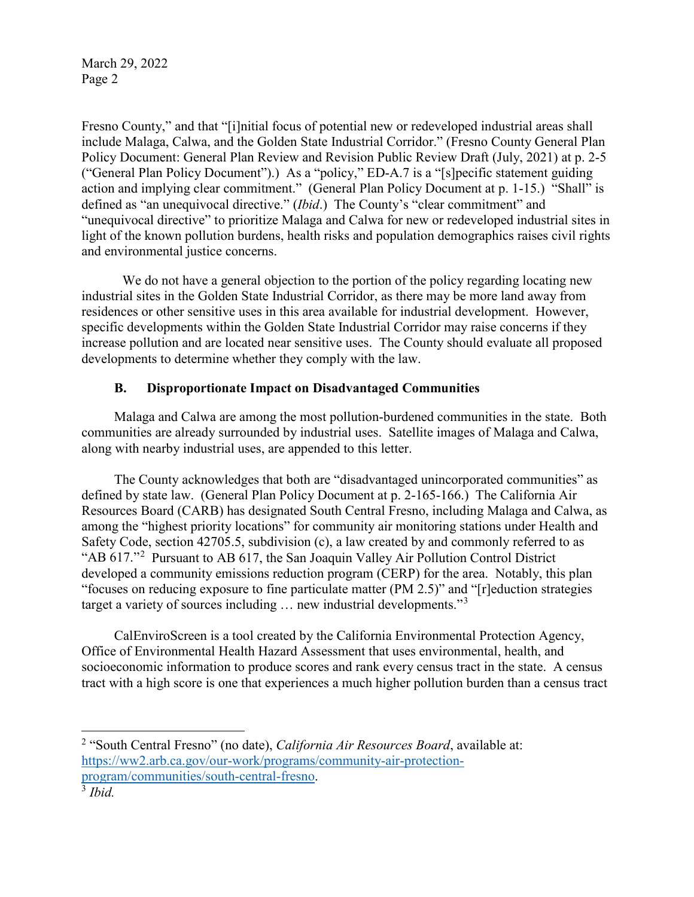Fresno County," and that "[i]nitial focus of potential new or redeveloped industrial areas shall include Malaga, Calwa, and the Golden State Industrial Corridor." (Fresno County General Plan Policy Document: General Plan Review and Revision Public Review Draft (July, 2021) at p. 2-5 ("General Plan Policy Document").) As a "policy," ED-A.7 is a "[s]pecific statement guiding action and implying clear commitment." (General Plan Policy Document at p. 1-15.) "Shall" is defined as "an unequivocal directive." (*Ibid*.) The County's "clear commitment" and "unequivocal directive" to prioritize Malaga and Calwa for new or redeveloped industrial sites in light of the known pollution burdens, health risks and population demographics raises civil rights and environmental justice concerns.

We do not have a general objection to the portion of the policy regarding locating new industrial sites in the Golden State Industrial Corridor, as there may be more land away from residences or other sensitive uses in this area available for industrial development. However, specific developments within the Golden State Industrial Corridor may raise concerns if they increase pollution and are located near sensitive uses. The County should evaluate all proposed developments to determine whether they comply with the law.

### B. Disproportionate Impact on Disadvantaged Communities

Malaga and Calwa are among the most pollution-burdened communities in the state. Both communities are already surrounded by industrial uses. Satellite images of Malaga and Calwa, along with nearby industrial uses, are appended to this letter.

The County acknowledges that both are "disadvantaged unincorporated communities" as defined by state law. (General Plan Policy Document at p. 2-165-166.) The California Air Resources Board (CARB) has designated South Central Fresno, including Malaga and Calwa, as among the "highest priority locations" for community air monitoring stations under Health and Safety Code, section 42705.5, subdivision (c), a law created by and commonly referred to as "AB 617."[2] Pursuant to AB 617, the San Joaquin Valley Air Pollution Control District developed a community emissions reduction program (CERP) for the area. Notably, this plan "focuses on reducing exposure to fine particulate matter (PM 2.5)" and "[r]eduction strategies target a variety of sources including … new industrial developments."[3]

CalEnviroScreen is a tool created by the California Environmental Protection Agency, Office of Environmental Health Hazard Assessment that uses environmental, health, and socioeconomic information to produce scores and rank every census tract in the state. A census tract with a high score is one that experiences a much higher pollution burden than a census tract

---

[2] "South Central Fresno" (no date), *California Air Resources Board*, available at: https://ww2.arb.ca.gov/our-work/programs/community-air-protection-program/communities/south-central-fresno.

[3] *Ibid.*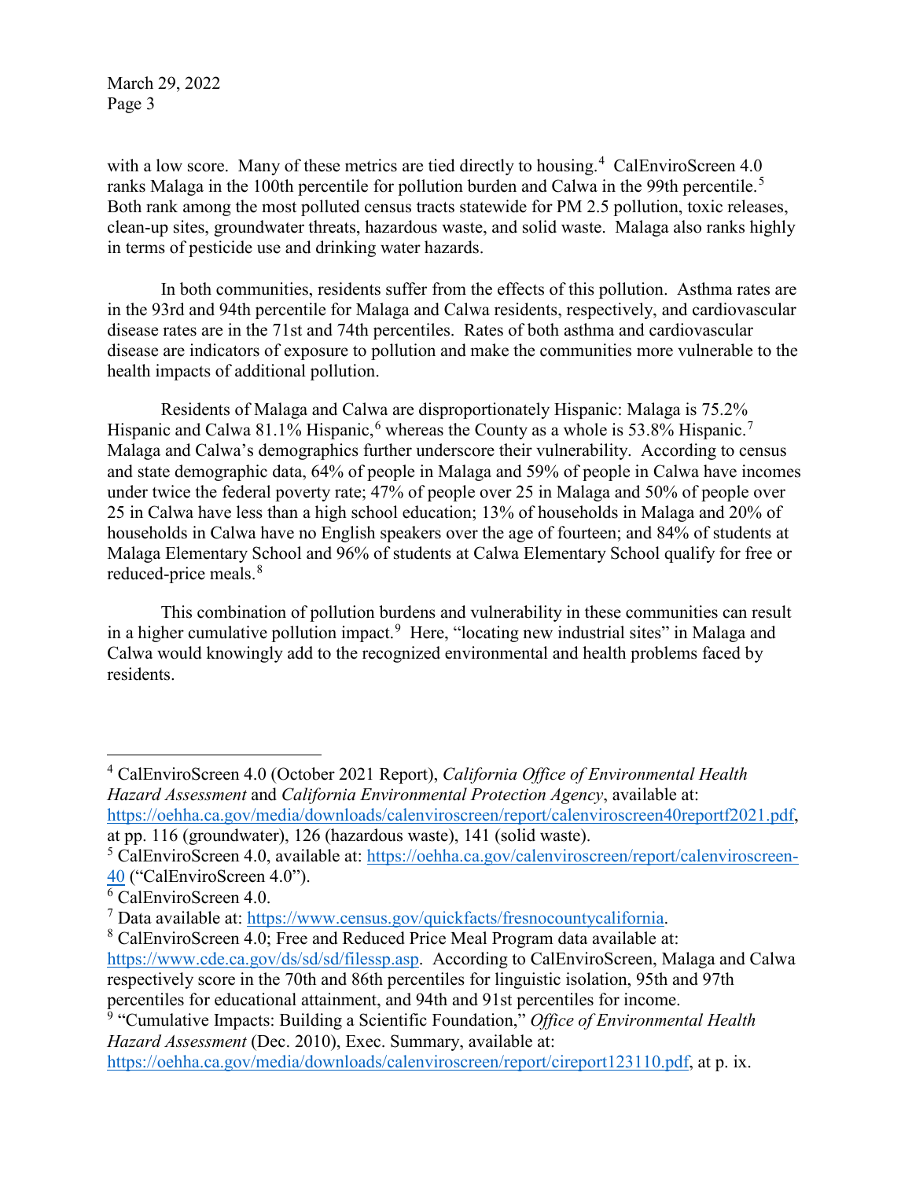with a low score. Many of these metrics are tied directly to housing.[4] CalEnviroScreen 4.0 ranks Malaga in the 100th percentile for pollution burden and Calwa in the 99th percentile.[5] Both rank among the most polluted census tracts statewide for PM 2.5 pollution, toxic releases, clean-up sites, groundwater threats, hazardous waste, and solid waste. Malaga also ranks highly in terms of pesticide use and drinking water hazards.

In both communities, residents suffer from the effects of this pollution. Asthma rates are in the 93rd and 94th percentile for Malaga and Calwa residents, respectively, and cardiovascular disease rates are in the 71st and 74th percentiles. Rates of both asthma and cardiovascular disease are indicators of exposure to pollution and make the communities more vulnerable to the health impacts of additional pollution.

Residents of Malaga and Calwa are disproportionately Hispanic: Malaga is 75.2% Hispanic and Calwa 81.1% Hispanic,[6] whereas the County as a whole is 53.8% Hispanic.[7] Malaga and Calwa's demographics further underscore their vulnerability. According to census and state demographic data, 64% of people in Malaga and 59% of people in Calwa have incomes under twice the federal poverty rate; 47% of people over 25 in Malaga and 50% of people over 25 in Calwa have less than a high school education; 13% of households in Malaga and 20% of households in Calwa have no English speakers over the age of fourteen; and 84% of students at Malaga Elementary School and 96% of students at Calwa Elementary School qualify for free or reduced-price meals.[8]

This combination of pollution burdens and vulnerability in these communities can result in a higher cumulative pollution impact.[9] Here, "locating new industrial sites" in Malaga and Calwa would knowingly add to the recognized environmental and health problems faced by residents.

---

[4] CalEnviroScreen 4.0 (October 2021 Report), *California Office of Environmental Health Hazard Assessment* and *California Environmental Protection Agency*, available at: https://oehha.ca.gov/media/downloads/calenviroscreen/report/calenviroscreen40reportf2021.pdf, at pp. 116 (groundwater), 126 (hazardous waste), 141 (solid waste).

[5] CalEnviroScreen 4.0, available at: https://oehha.ca.gov/calenviroscreen/report/calenviroscreen-40 ("CalEnviroScreen 4.0").

[6] CalEnviroScreen 4.0.

[7] Data available at: https://www.census.gov/quickfacts/fresnocountycalifornia.

[8] CalEnviroScreen 4.0; Free and Reduced Price Meal Program data available at: https://www.cde.ca.gov/ds/sd/sd/filessp.asp. According to CalEnviroScreen, Malaga and Calwa respectively score in the 70th and 86th percentiles for linguistic isolation, 95th and 97th percentiles for educational attainment, and 94th and 91st percentiles for income.

[9] "Cumulative Impacts: Building a Scientific Foundation," *Office of Environmental Health Hazard Assessment* (Dec. 2010), Exec. Summary, available at: https://oehha.ca.gov/media/downloads/calenviroscreen/report/cireport123110.pdf, at p. ix.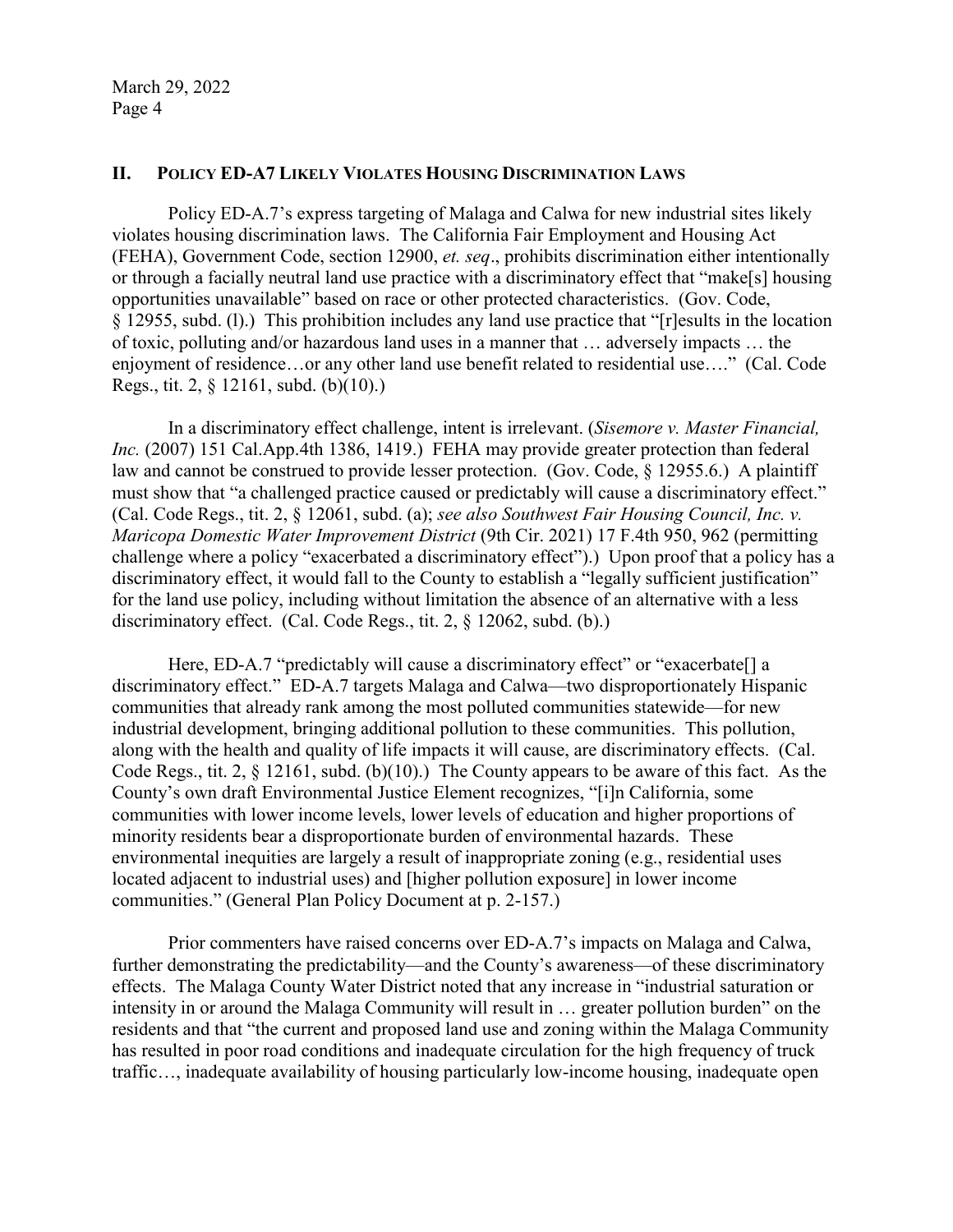## II. Policy ED-A7 Likely Violates Housing Discrimination Laws

Policy ED-A.7's express targeting of Malaga and Calwa for new industrial sites likely violates housing discrimination laws. The California Fair Employment and Housing Act (FEHA), Government Code, section 12900, *et. seq*., prohibits discrimination either intentionally or through a facially neutral land use practice with a discriminatory effect that "make[s] housing opportunities unavailable" based on race or other protected characteristics. (Gov. Code, § 12955, subd. (l).) This prohibition includes any land use practice that "[r]esults in the location of toxic, polluting and/or hazardous land uses in a manner that … adversely impacts … the enjoyment of residence…or any other land use benefit related to residential use…." (Cal. Code Regs., tit. 2, § 12161, subd. (b)(10).)

In a discriminatory effect challenge, intent is irrelevant. (*Sisemore v. Master Financial, Inc.* (2007) 151 Cal.App.4th 1386, 1419.) FEHA may provide greater protection than federal law and cannot be construed to provide lesser protection. (Gov. Code, § 12955.6.) A plaintiff must show that "a challenged practice caused or predictably will cause a discriminatory effect." (Cal. Code Regs., tit. 2, § 12061, subd. (a); *see also Southwest Fair Housing Council, Inc. v. Maricopa Domestic Water Improvement District* (9th Cir. 2021) 17 F.4th 950, 962 (permitting challenge where a policy "exacerbated a discriminatory effect").) Upon proof that a policy has a discriminatory effect, it would fall to the County to establish a "legally sufficient justification" for the land use policy, including without limitation the absence of an alternative with a less discriminatory effect. (Cal. Code Regs., tit. 2, § 12062, subd. (b).)

Here, ED-A.7 "predictably will cause a discriminatory effect" or "exacerbate[] a discriminatory effect." ED-A.7 targets Malaga and Calwa—two disproportionately Hispanic communities that already rank among the most polluted communities statewide—for new industrial development, bringing additional pollution to these communities. This pollution, along with the health and quality of life impacts it will cause, are discriminatory effects. (Cal. Code Regs., tit. 2, § 12161, subd. (b)(10).) The County appears to be aware of this fact. As the County's own draft Environmental Justice Element recognizes, "[i]n California, some communities with lower income levels, lower levels of education and higher proportions of minority residents bear a disproportionate burden of environmental hazards. These environmental inequities are largely a result of inappropriate zoning (e.g., residential uses located adjacent to industrial uses) and [higher pollution exposure] in lower income communities." (General Plan Policy Document at p. 2-157.)

Prior commenters have raised concerns over ED-A.7's impacts on Malaga and Calwa, further demonstrating the predictability—and the County's awareness—of these discriminatory effects. The Malaga County Water District noted that any increase in "industrial saturation or intensity in or around the Malaga Community will result in … greater pollution burden" on the residents and that "the current and proposed land use and zoning within the Malaga Community has resulted in poor road conditions and inadequate circulation for the high frequency of truck traffic…, inadequate availability of housing particularly low-income housing, inadequate open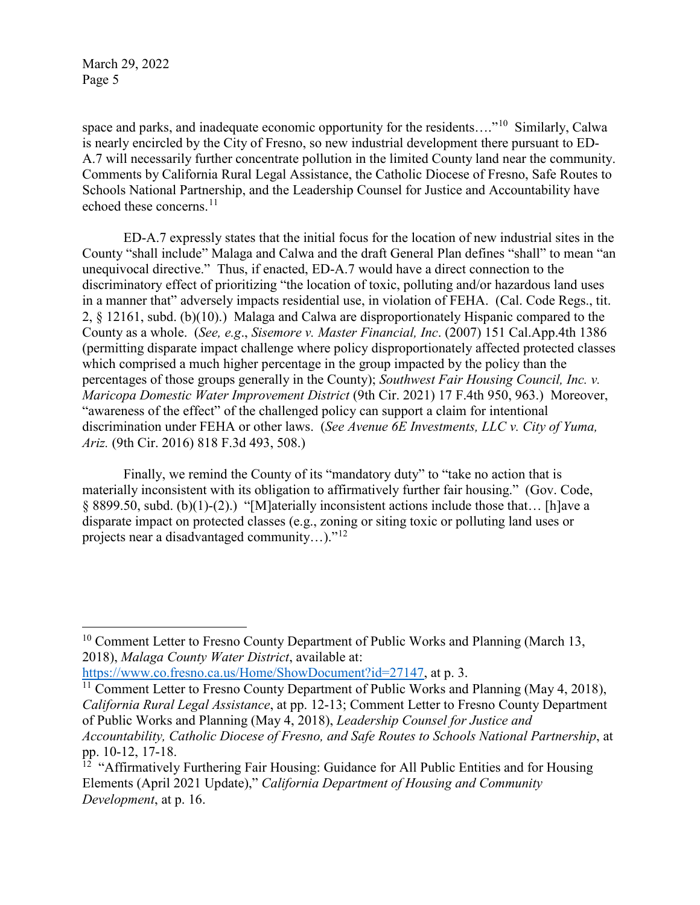space and parks, and inadequate economic opportunity for the residents…."[10] Similarly, Calwa is nearly encircled by the City of Fresno, so new industrial development there pursuant to ED-A.7 will necessarily further concentrate pollution in the limited County land near the community. Comments by California Rural Legal Assistance, the Catholic Diocese of Fresno, Safe Routes to Schools National Partnership, and the Leadership Counsel for Justice and Accountability have echoed these concerns.[11]

ED-A.7 expressly states that the initial focus for the location of new industrial sites in the County "shall include" Malaga and Calwa and the draft General Plan defines "shall" to mean "an unequivocal directive." Thus, if enacted, ED-A.7 would have a direct connection to the discriminatory effect of prioritizing "the location of toxic, polluting and/or hazardous land uses in a manner that" adversely impacts residential use, in violation of FEHA. (Cal. Code Regs., tit. 2, § 12161, subd. (b)(10).) Malaga and Calwa are disproportionately Hispanic compared to the County as a whole. (*See, e.g*., *Sisemore v. Master Financial, Inc*. (2007) 151 Cal.App.4th 1386 (permitting disparate impact challenge where policy disproportionately affected protected classes which comprised a much higher percentage in the group impacted by the policy than the percentages of those groups generally in the County); *Southwest Fair Housing Council, Inc. v. Maricopa Domestic Water Improvement District* (9th Cir. 2021) 17 F.4th 950, 963.) Moreover, "awareness of the effect" of the challenged policy can support a claim for intentional discrimination under FEHA or other laws. (*See Avenue 6E Investments, LLC v. City of Yuma, Ariz.* (9th Cir. 2016) 818 F.3d 493, 508.)

Finally, we remind the County of its "mandatory duty" to "take no action that is materially inconsistent with its obligation to affirmatively further fair housing." (Gov. Code, § 8899.50, subd. (b)(1)-(2).) "[M]aterially inconsistent actions include those that… [h]ave a disparate impact on protected classes (e.g., zoning or siting toxic or polluting land uses or projects near a disadvantaged community…)."[12]

---

[10] Comment Letter to Fresno County Department of Public Works and Planning (March 13, 2018), *Malaga County Water District*, available at: https://www.co.fresno.ca.us/Home/ShowDocument?id=27147, at p. 3.

[11] Comment Letter to Fresno County Department of Public Works and Planning (May 4, 2018), *California Rural Legal Assistance*, at pp. 12-13; Comment Letter to Fresno County Department of Public Works and Planning (May 4, 2018), *Leadership Counsel for Justice and Accountability, Catholic Diocese of Fresno, and Safe Routes to Schools National Partnership*, at pp. 10-12, 17-18.

[12] "Affirmatively Furthering Fair Housing: Guidance for All Public Entities and for Housing Elements (April 2021 Update)," *California Department of Housing and Community Development*, at p. 16.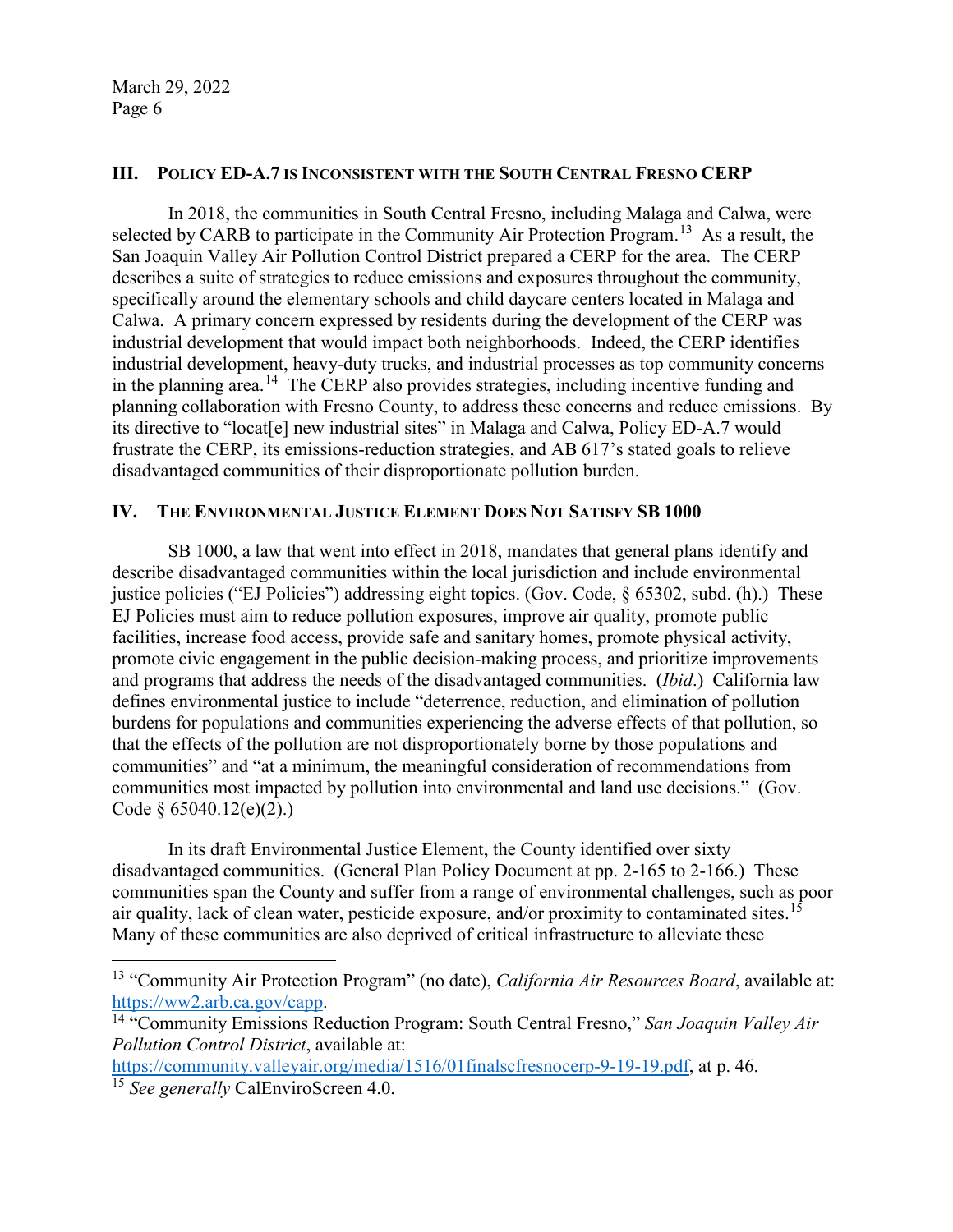## III. Policy ED-A.7 is Inconsistent with the South Central Fresno CERP

In 2018, the communities in South Central Fresno, including Malaga and Calwa, were selected by CARB to participate in the Community Air Protection Program.[13] As a result, the San Joaquin Valley Air Pollution Control District prepared a CERP for the area. The CERP describes a suite of strategies to reduce emissions and exposures throughout the community, specifically around the elementary schools and child daycare centers located in Malaga and Calwa. A primary concern expressed by residents during the development of the CERP was industrial development that would impact both neighborhoods. Indeed, the CERP identifies industrial development, heavy-duty trucks, and industrial processes as top community concerns in the planning area.[14] The CERP also provides strategies, including incentive funding and planning collaboration with Fresno County, to address these concerns and reduce emissions. By its directive to "locat[e] new industrial sites" in Malaga and Calwa, Policy ED-A.7 would frustrate the CERP, its emissions-reduction strategies, and AB 617's stated goals to relieve disadvantaged communities of their disproportionate pollution burden.

## IV. The Environmental Justice Element Does Not Satisfy SB 1000

SB 1000, a law that went into effect in 2018, mandates that general plans identify and describe disadvantaged communities within the local jurisdiction and include environmental justice policies ("EJ Policies") addressing eight topics. (Gov. Code, § 65302, subd. (h).) These EJ Policies must aim to reduce pollution exposures, improve air quality, promote public facilities, increase food access, provide safe and sanitary homes, promote physical activity, promote civic engagement in the public decision-making process, and prioritize improvements and programs that address the needs of the disadvantaged communities. (*Ibid*.) California law defines environmental justice to include "deterrence, reduction, and elimination of pollution burdens for populations and communities experiencing the adverse effects of that pollution, so that the effects of the pollution are not disproportionately borne by those populations and communities" and "at a minimum, the meaningful consideration of recommendations from communities most impacted by pollution into environmental and land use decisions." (Gov. Code § 65040.12(e)(2).)

In its draft Environmental Justice Element, the County identified over sixty disadvantaged communities. (General Plan Policy Document at pp. 2-165 to 2-166.) These communities span the County and suffer from a range of environmental challenges, such as poor air quality, lack of clean water, pesticide exposure, and/or proximity to contaminated sites.[15] Many of these communities are also deprived of critical infrastructure to alleviate these

---

[13] "Community Air Protection Program" (no date), *California Air Resources Board*, available at: https://ww2.arb.ca.gov/capp.

[14] "Community Emissions Reduction Program: South Central Fresno," *San Joaquin Valley Air Pollution Control District*, available at: https://community.valleyair.org/media/1516/01finalscfresnocerp-9-19-19.pdf, at p. 46.

[15] *See generally* CalEnviroScreen 4.0.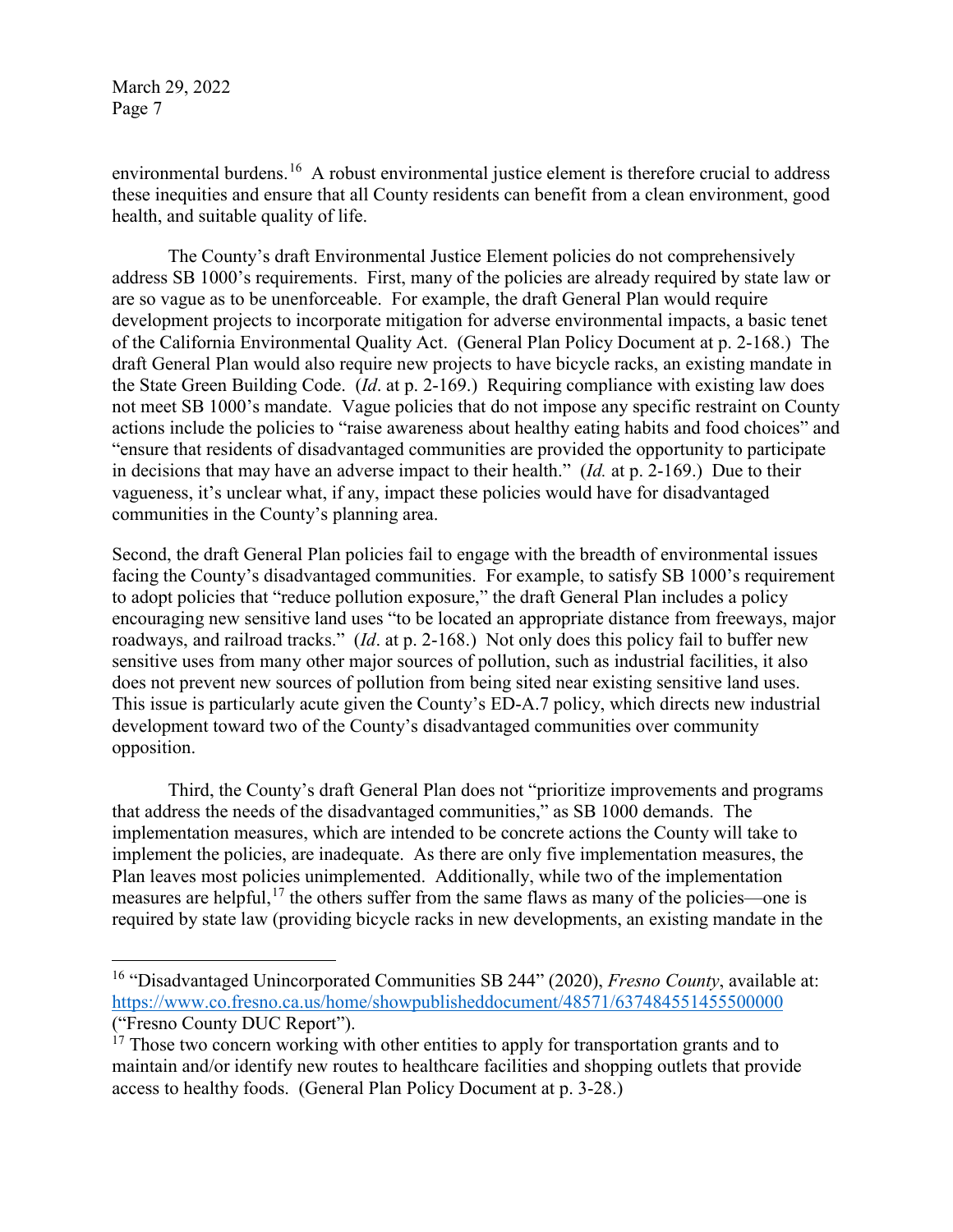environmental burdens.[16] A robust environmental justice element is therefore crucial to address these inequities and ensure that all County residents can benefit from a clean environment, good health, and suitable quality of life.

The County's draft Environmental Justice Element policies do not comprehensively address SB 1000's requirements. First, many of the policies are already required by state law or are so vague as to be unenforceable. For example, the draft General Plan would require development projects to incorporate mitigation for adverse environmental impacts, a basic tenet of the California Environmental Quality Act. (General Plan Policy Document at p. 2-168.) The draft General Plan would also require new projects to have bicycle racks, an existing mandate in the State Green Building Code. (*Id*. at p. 2-169.) Requiring compliance with existing law does not meet SB 1000's mandate. Vague policies that do not impose any specific restraint on County actions include the policies to "raise awareness about healthy eating habits and food choices" and "ensure that residents of disadvantaged communities are provided the opportunity to participate in decisions that may have an adverse impact to their health." (*Id.* at p. 2-169.) Due to their vagueness, it's unclear what, if any, impact these policies would have for disadvantaged communities in the County's planning area.

Second, the draft General Plan policies fail to engage with the breadth of environmental issues facing the County's disadvantaged communities. For example, to satisfy SB 1000's requirement to adopt policies that "reduce pollution exposure," the draft General Plan includes a policy encouraging new sensitive land uses "to be located an appropriate distance from freeways, major roadways, and railroad tracks." (*Id*. at p. 2-168.) Not only does this policy fail to buffer new sensitive uses from many other major sources of pollution, such as industrial facilities, it also does not prevent new sources of pollution from being sited near existing sensitive land uses. This issue is particularly acute given the County's ED-A.7 policy, which directs new industrial development toward two of the County's disadvantaged communities over community opposition.

Third, the County's draft General Plan does not "prioritize improvements and programs that address the needs of the disadvantaged communities," as SB 1000 demands. The implementation measures, which are intended to be concrete actions the County will take to implement the policies, are inadequate. As there are only five implementation measures, the Plan leaves most policies unimplemented. Additionally, while two of the implementation measures are helpful,[17] the others suffer from the same flaws as many of the policies—one is required by state law (providing bicycle racks in new developments, an existing mandate in the

---

[16] "Disadvantaged Unincorporated Communities SB 244" (2020), *Fresno County*, available at: https://www.co.fresno.ca.us/home/showpublisheddocument/48571/637484551455500000 ("Fresno County DUC Report").

[17] Those two concern working with other entities to apply for transportation grants and to maintain and/or identify new routes to healthcare facilities and shopping outlets that provide access to healthy foods. (General Plan Policy Document at p. 3-28.)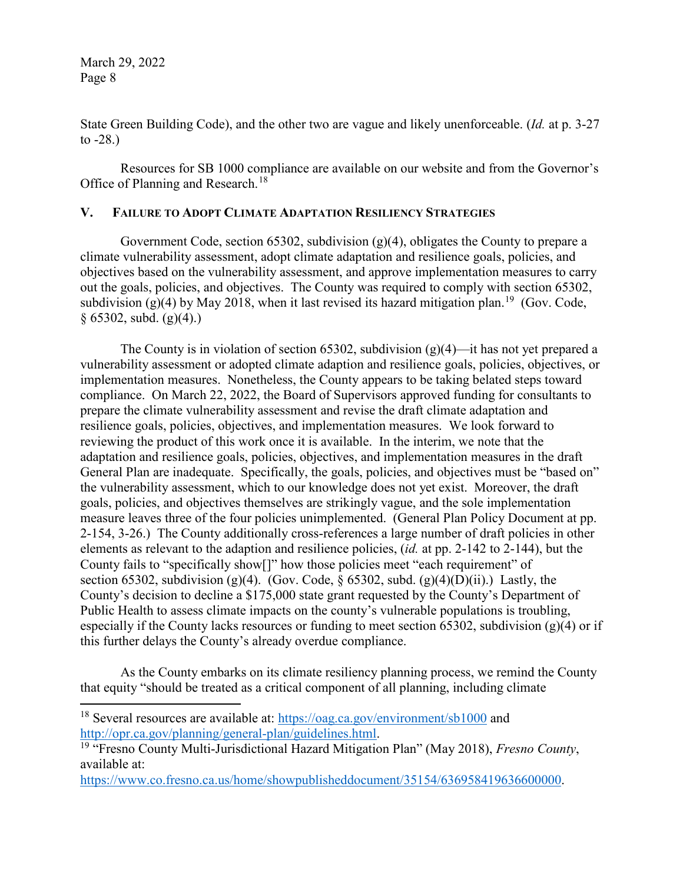State Green Building Code), and the other two are vague and likely unenforceable. (*Id.* at p. 3-27 to -28.)

Resources for SB 1000 compliance are available on our website and from the Governor's Office of Planning and Research.[18]

## V. Failure to Adopt Climate Adaptation Resiliency Strategies

Government Code, section 65302, subdivision (g)(4), obligates the County to prepare a climate vulnerability assessment, adopt climate adaptation and resilience goals, policies, and objectives based on the vulnerability assessment, and approve implementation measures to carry out the goals, policies, and objectives. The County was required to comply with section 65302, subdivision (g)(4) by May 2018, when it last revised its hazard mitigation plan.[19] (Gov. Code, § 65302, subd. (g)(4).)

The County is in violation of section 65302, subdivision (g)(4)—it has not yet prepared a vulnerability assessment or adopted climate adaption and resilience goals, policies, objectives, or implementation measures. Nonetheless, the County appears to be taking belated steps toward compliance. On March 22, 2022, the Board of Supervisors approved funding for consultants to prepare the climate vulnerability assessment and revise the draft climate adaptation and resilience goals, policies, objectives, and implementation measures. We look forward to reviewing the product of this work once it is available. In the interim, we note that the adaptation and resilience goals, policies, objectives, and implementation measures in the draft General Plan are inadequate. Specifically, the goals, policies, and objectives must be "based on" the vulnerability assessment, which to our knowledge does not yet exist. Moreover, the draft goals, policies, and objectives themselves are strikingly vague, and the sole implementation measure leaves three of the four policies unimplemented. (General Plan Policy Document at pp. 2-154, 3-26.) The County additionally cross-references a large number of draft policies in other elements as relevant to the adaption and resilience policies, (*id.* at pp. 2-142 to 2-144), but the County fails to "specifically show[]" how those policies meet "each requirement" of section 65302, subdivision (g)(4). (Gov. Code, § 65302, subd. (g)(4)(D)(ii).) Lastly, the County's decision to decline a $175,000 state grant requested by the County's Department of Public Health to assess climate impacts on the county's vulnerable populations is troubling, especially if the County lacks resources or funding to meet section 65302, subdivision (g)(4) or if this further delays the County's already overdue compliance.

As the County embarks on its climate resiliency planning process, we remind the County that equity "should be treated as a critical component of all planning, including climate

---

[18] Several resources are available at: https://oag.ca.gov/environment/sb1000 and http://opr.ca.gov/planning/general-plan/guidelines.html.

[19] "Fresno County Multi-Jurisdictional Hazard Mitigation Plan" (May 2018), *Fresno County*, available at: https://www.co.fresno.ca.us/home/showpublisheddocument/35154/636958419636600000.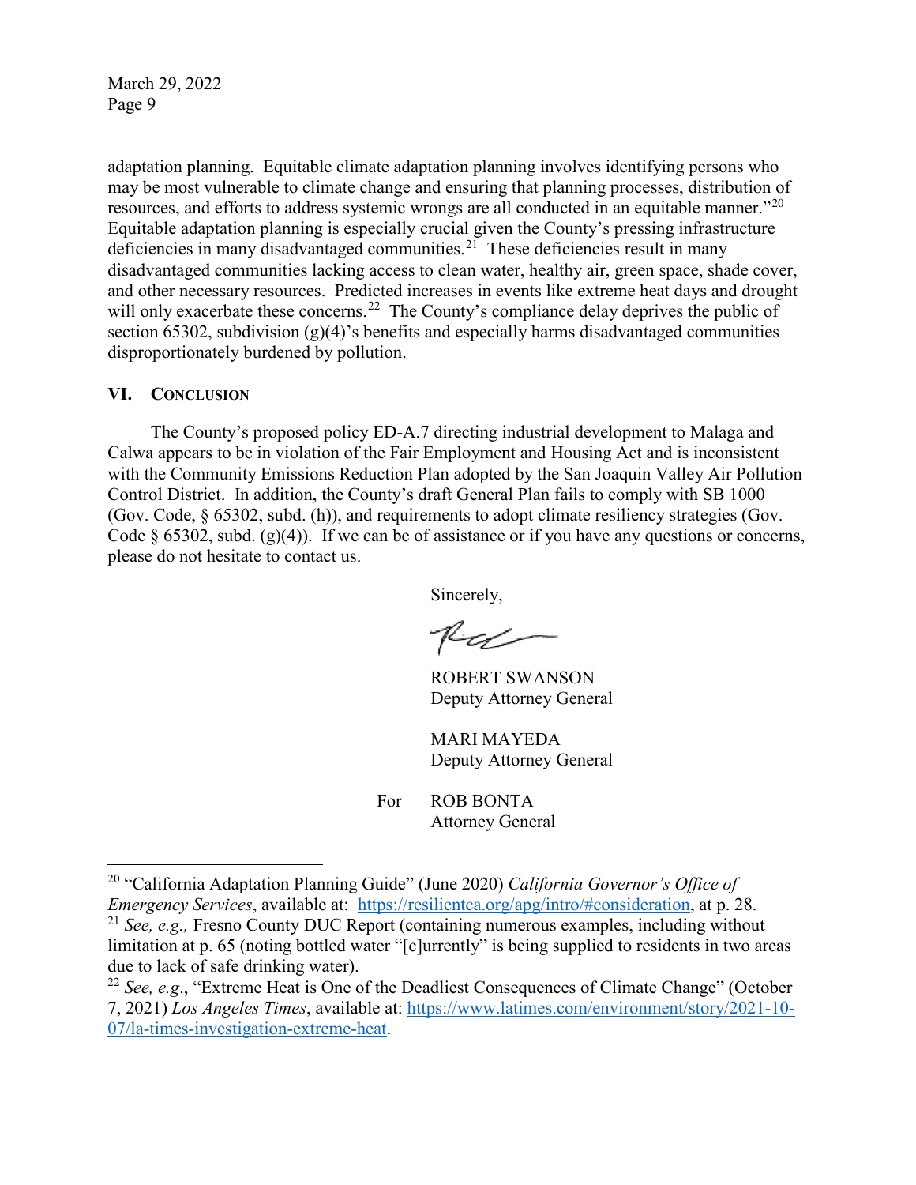adaptation planning. Equitable climate adaptation planning involves identifying persons who may be most vulnerable to climate change and ensuring that planning processes, distribution of resources, and efforts to address systemic wrongs are all conducted in an equitable manner."[20] Equitable adaptation planning is especially crucial given the County's pressing infrastructure deficiencies in many disadvantaged communities.[21] These deficiencies result in many disadvantaged communities lacking access to clean water, healthy air, green space, shade cover, and other necessary resources. Predicted increases in events like extreme heat days and drought will only exacerbate these concerns.[22] The County's compliance delay deprives the public of section 65302, subdivision (g)(4)'s benefits and especially harms disadvantaged communities disproportionately burdened by pollution.

## VI. Conclusion

The County's proposed policy ED-A.7 directing industrial development to Malaga and Calwa appears to be in violation of the Fair Employment and Housing Act and is inconsistent with the Community Emissions Reduction Plan adopted by the San Joaquin Valley Air Pollution Control District. In addition, the County's draft General Plan fails to comply with SB 1000 (Gov. Code, § 65302, subd. (h)), and requirements to adopt climate resiliency strategies (Gov. Code § 65302, subd. (g)(4)). If we can be of assistance or if you have any questions or concerns, please do not hesitate to contact us.

Sincerely,

ROBERT SWANSON
Deputy Attorney General

MARI MAYEDA
Deputy Attorney General

For ROB BONTA
Attorney General

---

[20] "California Adaptation Planning Guide" (June 2020) *California Governor's Office of Emergency Services*, available at: https://resilientca.org/apg/intro/#consideration, at p. 28.

[21] *See, e.g.,* Fresno County DUC Report (containing numerous examples, including without limitation at p. 65 (noting bottled water "[c]urrently" is being supplied to residents in two areas due to lack of safe drinking water).

[22] *See, e.g.*, "Extreme Heat is One of the Deadliest Consequences of Climate Change" (October 7, 2021) *Los Angeles Times*, available at: https://www.latimes.com/environment/story/2021-10-07/la-times-investigation-extreme-heat.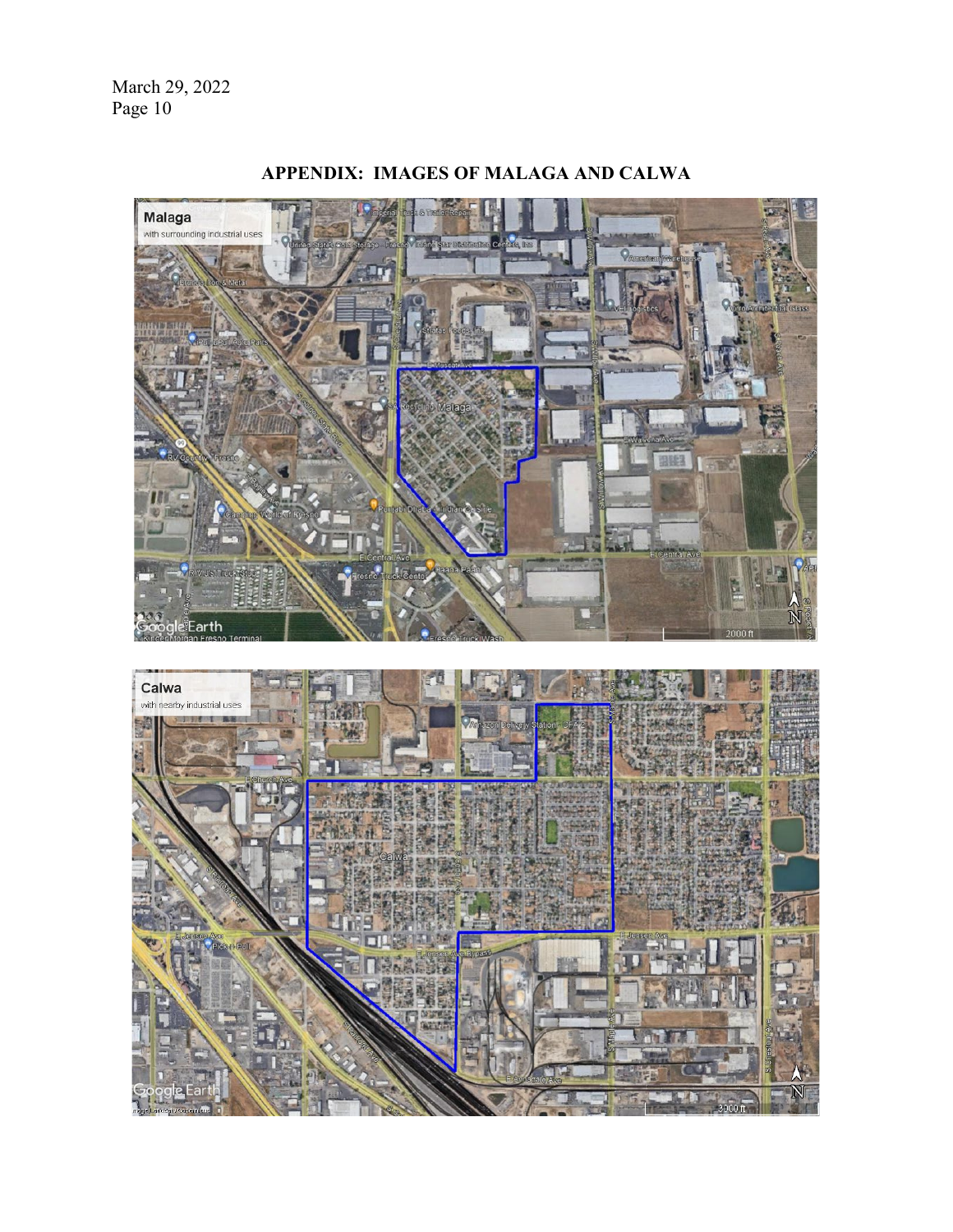## APPENDIX: IMAGES OF MALAGA AND CALWA

Malaga
with surrounding industrial uses

2000 ft

Calwa
with nearby industrial uses

3000 ft